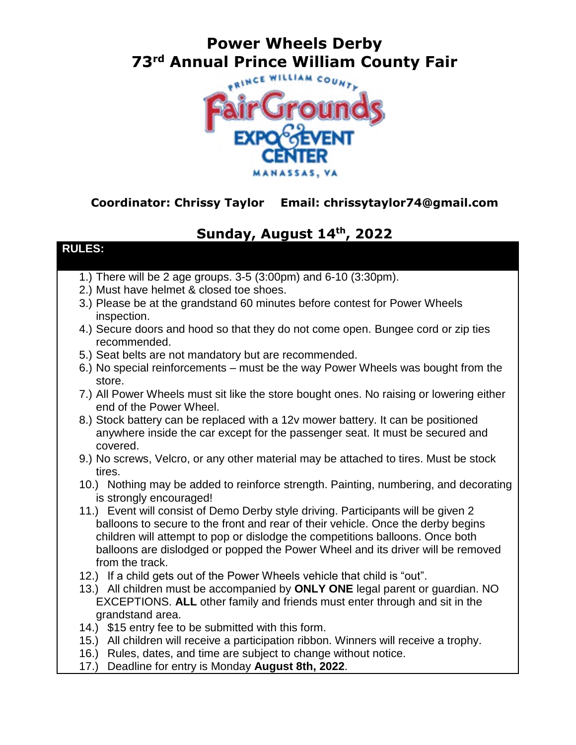# Power Wheels Derby

# 73rd Annual Prince William County Fair

PRINCE WILLIAM COUNTY FairGrounds EXPO & EVENT CENTER MANASSAS, VA

**Coordinator: Chrissy Taylor    Email: chrissytaylor74@gmail.com**

## Sunday, August 14th, 2022

**RULES:**

1.) There will be 2 age groups. 3-5 (3:00pm) and 6-10 (3:30pm).
2.) Must have helmet & closed toe shoes.
3.) Please be at the grandstand 60 minutes before contest for Power Wheels inspection.
4.) Secure doors and hood so that they do not come open. Bungee cord or zip ties recommended.
5.) Seat belts are not mandatory but are recommended.
6.) No special reinforcements – must be the way Power Wheels was bought from the store.
7.) All Power Wheels must sit like the store bought ones. No raising or lowering either end of the Power Wheel.
8.) Stock battery can be replaced with a 12v mower battery. It can be positioned anywhere inside the car except for the passenger seat. It must be secured and covered.
9.) No screws, Velcro, or any other material may be attached to tires. Must be stock tires.
10.) Nothing may be added to reinforce strength. Painting, numbering, and decorating is strongly encouraged!
11.) Event will consist of Demo Derby style driving. Participants will be given 2 balloons to secure to the front and rear of their vehicle. Once the derby begins children will attempt to pop or dislodge the competitions balloons. Once both balloons are dislodged or popped the Power Wheel and its driver will be removed from the track.
12.) If a child gets out of the Power Wheels vehicle that child is "out".
13.) All children must be accompanied by **ONLY ONE** legal parent or guardian. NO EXCEPTIONS. **ALL** other family and friends must enter through and sit in the grandstand area.
14.) $15 entry fee to be submitted with this form.
15.) All children will receive a participation ribbon. Winners will receive a trophy.
16.) Rules, dates, and time are subject to change without notice.
17.) Deadline for entry is Monday **August 8th, 2022**.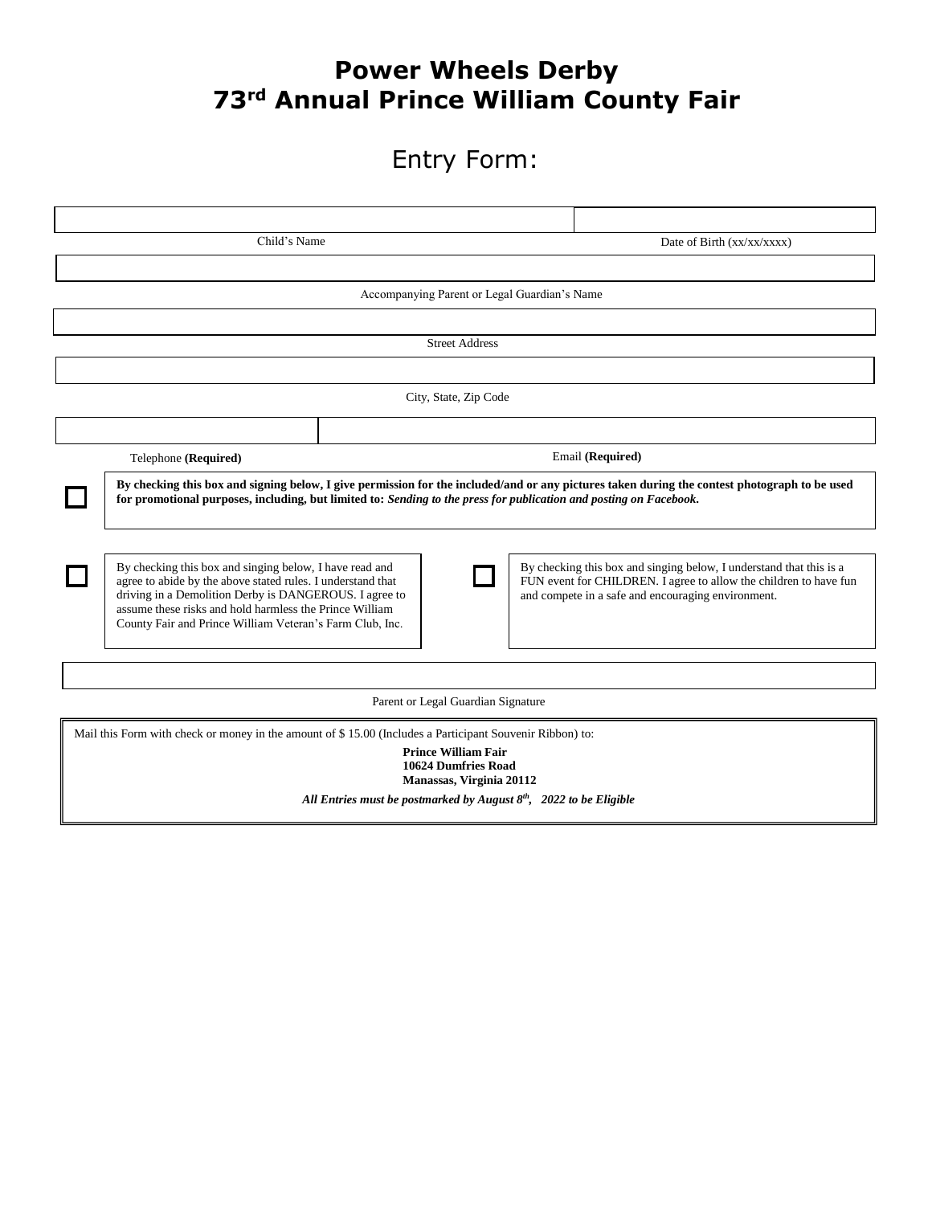# Power Wheels Derby
# 73rd Annual Prince William County Fair

## Entry Form:

Child's Name

Date of Birth (xx/xx/xxxx)

Accompanying Parent or Legal Guardian's Name

Street Address

City, State, Zip Code

Telephone **(Required)**

Email **(Required)**

☐ **By checking this box and signing below, I give permission for the included/and or any pictures taken during the contest photograph to be used for promotional purposes, including, but limited to:** ***Sending to the press for publication and posting on Facebook*****.**

☐ By checking this box and singing below, I have read and agree to abide by the above stated rules. I understand that driving in a Demolition Derby is DANGEROUS. I agree to assume these risks and hold harmless the Prince William County Fair and Prince William Veteran's Farm Club, Inc.

☐ By checking this box and singing below, I understand that this is a FUN event for CHILDREN. I agree to allow the children to have fun and compete in a safe and encouraging environment.

Parent or Legal Guardian Signature

Mail this Form with check or money in the amount of $ 15.00 (Includes a Participant Souvenir Ribbon) to:

**Prince William Fair**
**10624 Dumfries Road**
**Manassas, Virginia 20112**

***All Entries must be postmarked by August 8th, 2022 to be Eligible***